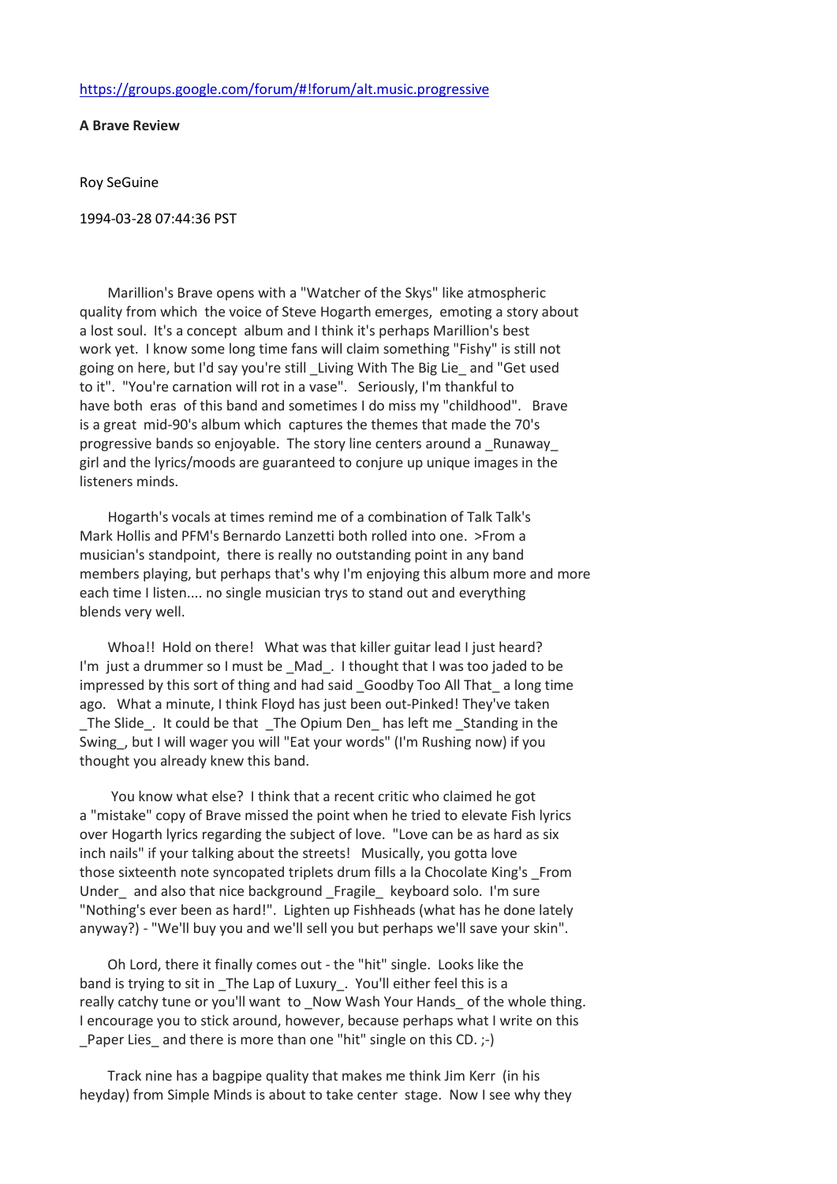https://groups.google.com/forum/#!forum/alt.music.progressive

**A Brave Review**

Roy SeGuine

1994-03-28 07:44:36 PST

Marillion's Brave opens with a "Watcher of the Skys" like atmospheric quality from which the voice of Steve Hogarth emerges, emoting a story about a lost soul. It's a concept album and I think it's perhaps Marillion's best work yet. I know some long time fans will claim something "Fishy" is still not going on here, but I'd say you're still _Living With The Big Lie_ and "Get used to it". "You're carnation will rot in a vase". Seriously, I'm thankful to have both eras of this band and sometimes I do miss my "childhood". Brave is a great mid-90's album which captures the themes that made the 70's progressive bands so enjoyable. The story line centers around a _Runaway_ girl and the lyrics/moods are guaranteed to conjure up unique images in the listeners minds.

Hogarth's vocals at times remind me of a combination of Talk Talk's Mark Hollis and PFM's Bernardo Lanzetti both rolled into one. >From a musician's standpoint, there is really no outstanding point in any band members playing, but perhaps that's why I'm enjoying this album more and more each time I listen.... no single musician trys to stand out and everything blends very well.

Whoa!! Hold on there! What was that killer guitar lead I just heard? I'm just a drummer so I must be _Mad_. I thought that I was too jaded to be impressed by this sort of thing and had said _Goodby Too All That_ a long time ago. What a minute, I think Floyd has just been out-Pinked! They've taken _The Slide_. It could be that _The Opium Den_ has left me _Standing in the Swing_, but I will wager you will "Eat your words" (I'm Rushing now) if you thought you already knew this band.

You know what else? I think that a recent critic who claimed he got a "mistake" copy of Brave missed the point when he tried to elevate Fish lyrics over Hogarth lyrics regarding the subject of love. "Love can be as hard as six inch nails" if your talking about the streets! Musically, you gotta love those sixteenth note syncopated triplets drum fills a la Chocolate King's _From Under_ and also that nice background _Fragile_ keyboard solo. I'm sure "Nothing's ever been as hard!". Lighten up Fishheads (what has he done lately anyway?) - "We'll buy you and we'll sell you but perhaps we'll save your skin".

Oh Lord, there it finally comes out - the "hit" single. Looks like the band is trying to sit in _The Lap of Luxury_. You'll either feel this is a really catchy tune or you'll want to _Now Wash Your Hands_ of the whole thing. I encourage you to stick around, however, because perhaps what I write on this _Paper Lies_ and there is more than one "hit" single on this CD. ;-)

Track nine has a bagpipe quality that makes me think Jim Kerr (in his heyday) from Simple Minds is about to take center stage. Now I see why they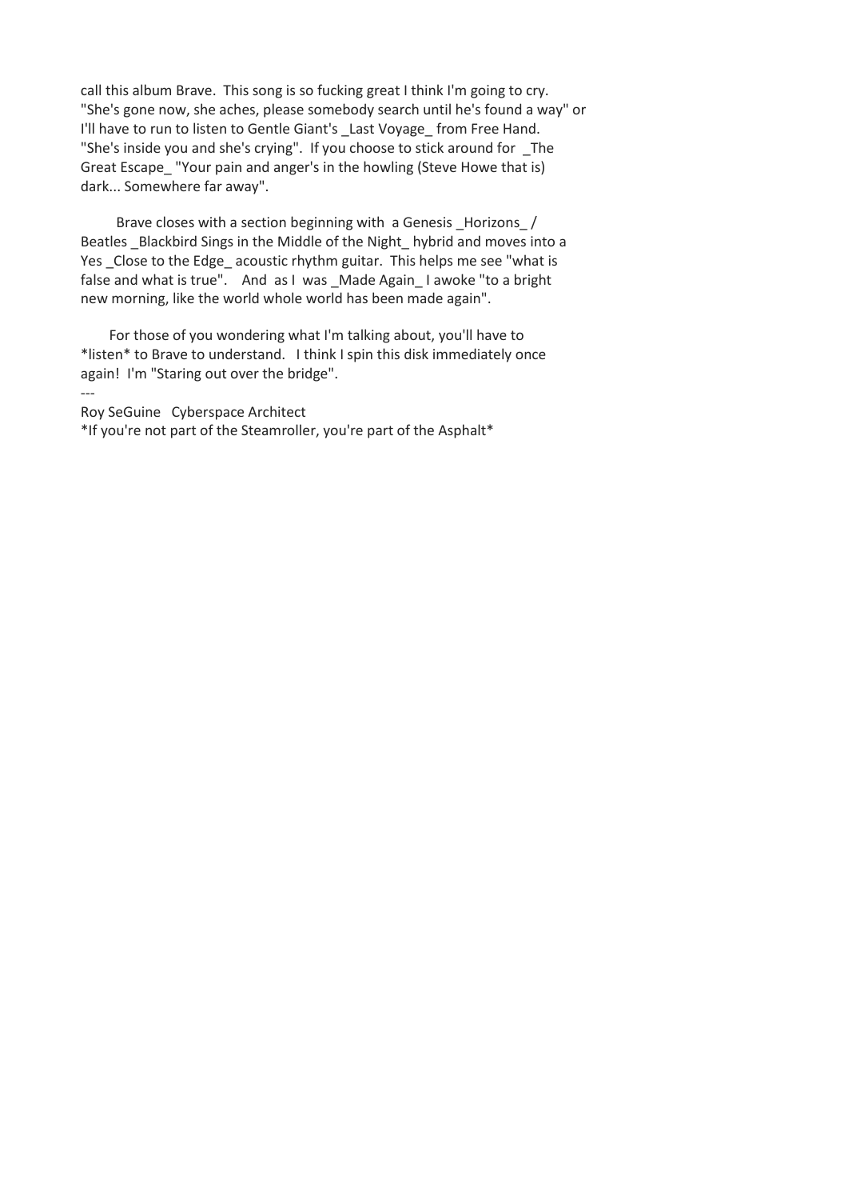call this album Brave. This song is so fucking great I think I'm going to cry. "She's gone now, she aches, please somebody search until he's found a way" or I'll have to run to listen to Gentle Giant's _Last Voyage_ from Free Hand. "She's inside you and she's crying". If you choose to stick around for _The Great Escape_ "Your pain and anger's in the howling (Steve Howe that is) dark... Somewhere far away".

Brave closes with a section beginning with a Genesis _Horizons_ / Beatles _Blackbird Sings in the Middle of the Night_ hybrid and moves into a Yes _Close to the Edge_ acoustic rhythm guitar. This helps me see "what is false and what is true". And as I was _Made Again_ I awoke "to a bright new morning, like the world whole world has been made again".

For those of you wondering what I'm talking about, you'll have to *listen* to Brave to understand. I think I spin this disk immediately once again! I'm "Staring out over the bridge".

---

Roy SeGuine Cyberspace Architect
*If you're not part of the Steamroller, you're part of the Asphalt*